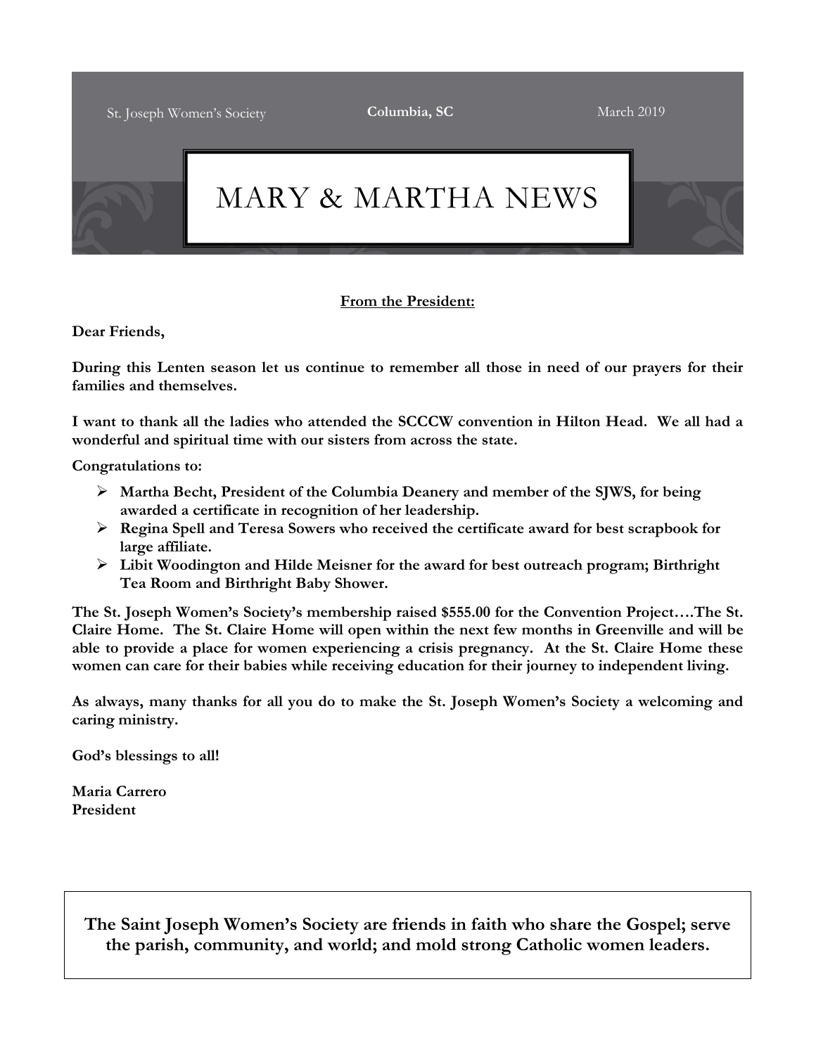St. Joseph Women's Society **Columbia, SC** March 2019

# MARY & MARTHA NEWS

**From the President:**

**Dear Friends,**

**During this Lenten season let us continue to remember all those in need of our prayers for their families and themselves.**

**I want to thank all the ladies who attended the SCCCW convention in Hilton Head. We all had a wonderful and spiritual time with our sisters from across the state.**

**Congratulations to:**

- **Martha Becht, President of the Columbia Deanery and member of the SJWS, for being awarded a certificate in recognition of her leadership.**
- **Regina Spell and Teresa Sowers who received the certificate award for best scrapbook for large affiliate.**
- **Libit Woodington and Hilde Meisner for the award for best outreach program; Birthright Tea Room and Birthright Baby Shower.**

**The St. Joseph Women's Society's membership raised $555.00 for the Convention Project….The St. Claire Home. The St. Claire Home will open within the next few months in Greenville and will be able to provide a place for women experiencing a crisis pregnancy. At the St. Claire Home these women can care for their babies while receiving education for their journey to independent living.**

**As always, many thanks for all you do to make the St. Joseph Women's Society a welcoming and caring ministry.**

**God's blessings to all!**

**Maria Carrero**
**President**

**The Saint Joseph Women's Society are friends in faith who share the Gospel; serve the parish, community, and world; and mold strong Catholic women leaders.**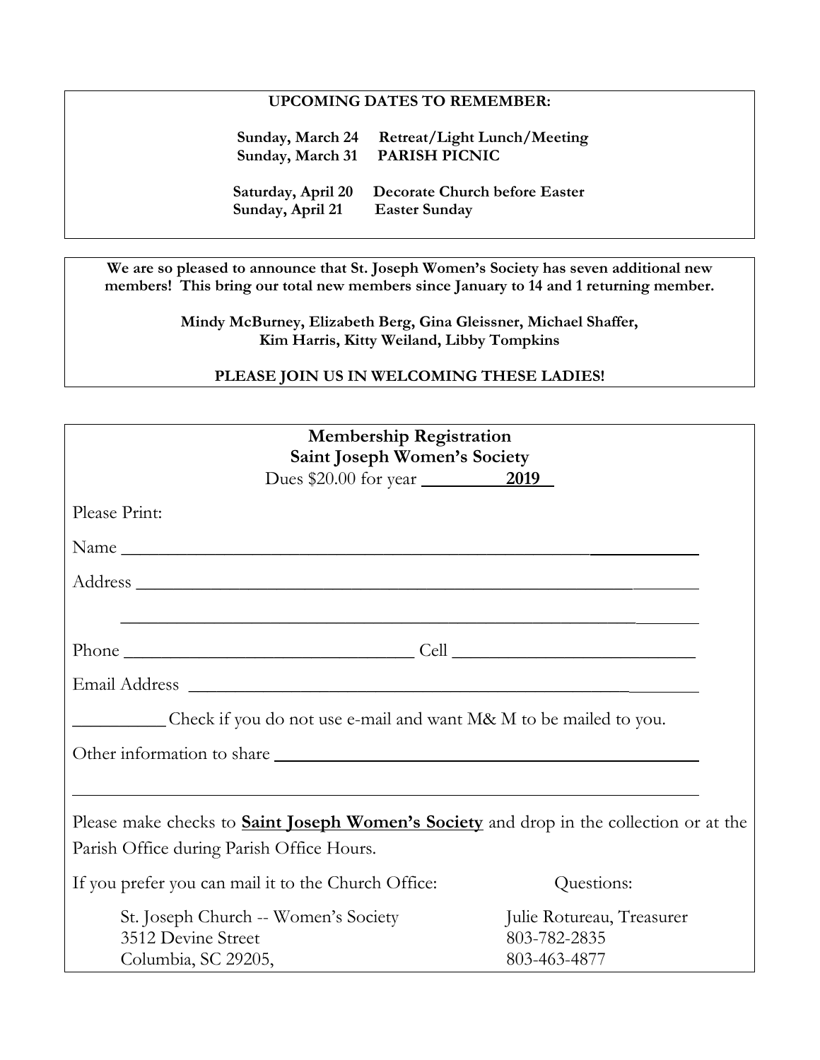**UPCOMING DATES TO REMEMBER:**

**Sunday, March 24** **Retreat/Light Lunch/Meeting**
**Sunday, March 31** **PARISH PICNIC**

**Saturday, April 20** **Decorate Church before Easter**
**Sunday, April 21** **Easter Sunday**

---

**We are so pleased to announce that St. Joseph Women's Society has seven additional new members! This bring our total new members since January to 14 and 1 returning member.**

**Mindy McBurney, Elizabeth Berg, Gina Gleissner, Michael Shaffer, Kim Harris, Kitty Weiland, Libby Tompkins**

**PLEASE JOIN US IN WELCOMING THESE LADIES!**

---

**Membership Registration**
**Saint Joseph Women's Society**
Dues $20.00 for year ____**2019**__

Please Print:

Name ______________________________________________

Address ______________________________________________

______________________________________________

Phone ______________________ Cell ______________________

Email Address ______________________________________________

__________ Check if you do not use e-mail and want M& M to be mailed to you.

Other information to share ______________________________________

______________________________________________

Please make checks to **Saint Joseph Women's Society** and drop in the collection or at the Parish Office during Parish Office Hours.

If you prefer you can mail it to the Church Office:

St. Joseph Church -- Women's Society
3512 Devine Street
Columbia, SC 29205,

Questions:

Julie Rotureau, Treasurer
803-782-2835
803-463-4877